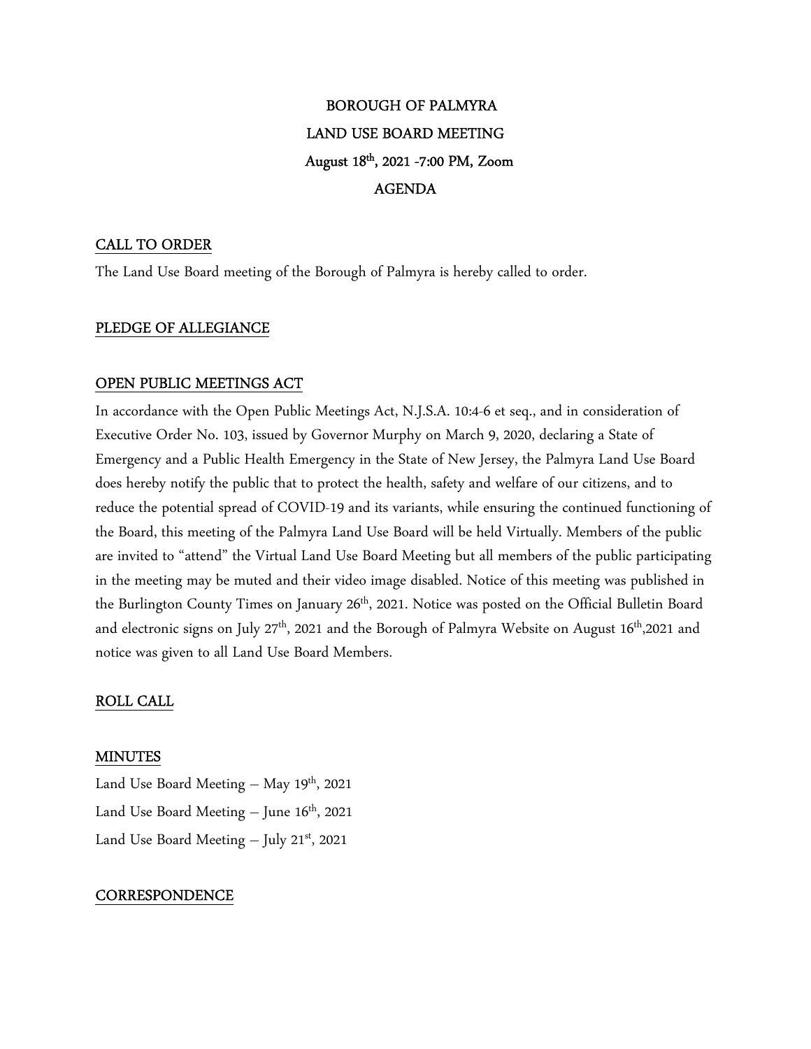# BOROUGH OF PALMYRA

## LAND USE BOARD MEETING

## August 18th, 2021 -7:00 PM, Zoom

## AGENDA

### CALL TO ORDER

The Land Use Board meeting of the Borough of Palmyra is hereby called to order.

### PLEDGE OF ALLEGIANCE

### OPEN PUBLIC MEETINGS ACT

In accordance with the Open Public Meetings Act, N.J.S.A. 10:4-6 et seq., and in consideration of Executive Order No. 103, issued by Governor Murphy on March 9, 2020, declaring a State of Emergency and a Public Health Emergency in the State of New Jersey, the Palmyra Land Use Board does hereby notify the public that to protect the health, safety and welfare of our citizens, and to reduce the potential spread of COVID-19 and its variants, while ensuring the continued functioning of the Board, this meeting of the Palmyra Land Use Board will be held Virtually. Members of the public are invited to "attend" the Virtual Land Use Board Meeting but all members of the public participating in the meeting may be muted and their video image disabled. Notice of this meeting was published in the Burlington County Times on January 26th, 2021. Notice was posted on the Official Bulletin Board and electronic signs on July 27th, 2021 and the Borough of Palmyra Website on August 16th,2021 and notice was given to all Land Use Board Members.

### ROLL CALL

### MINUTES

Land Use Board Meeting – May 19th, 2021

Land Use Board Meeting – June 16th, 2021

Land Use Board Meeting – July 21st, 2021

### CORRESPONDENCE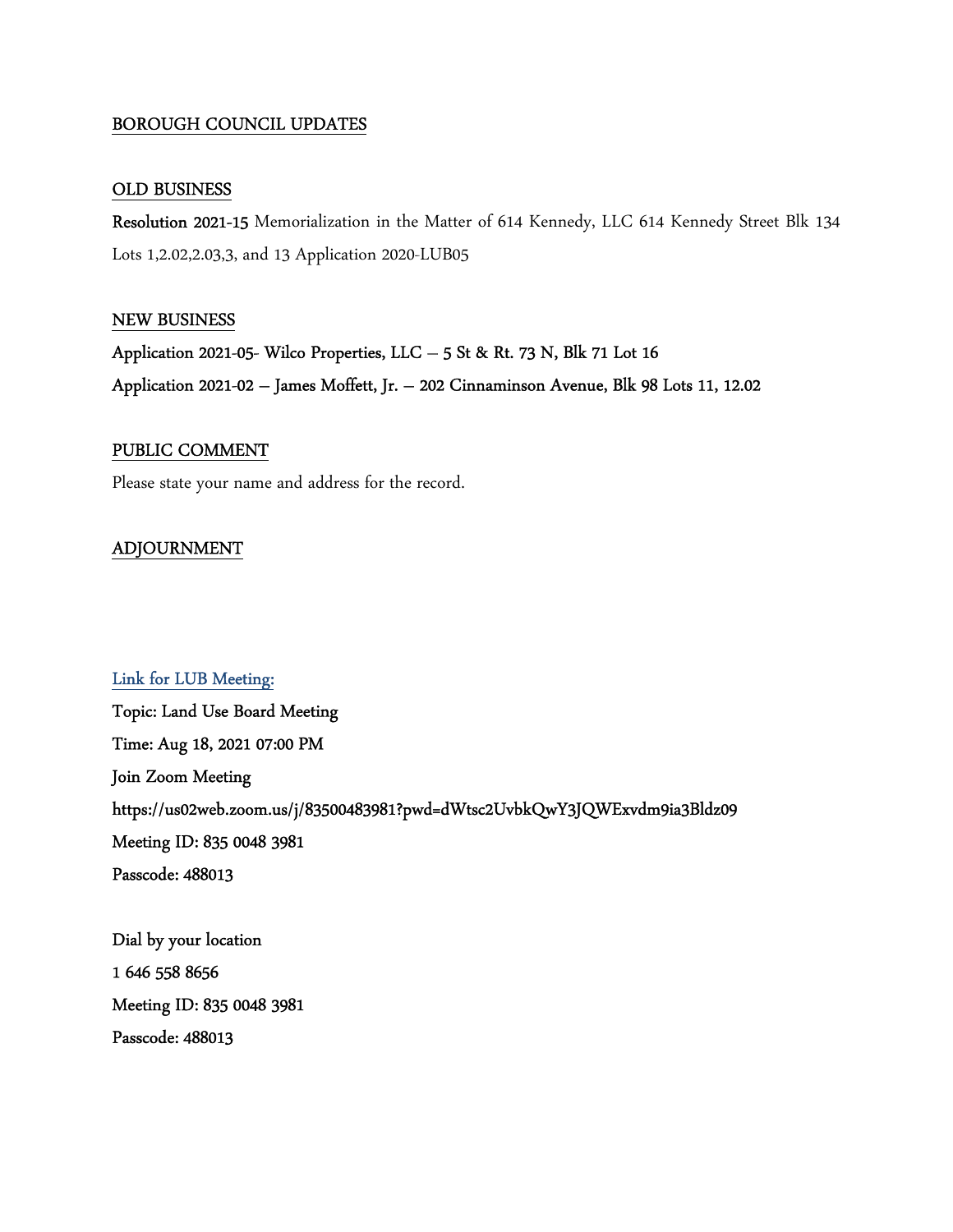BOROUGH COUNCIL UPDATES

OLD BUSINESS

**Resolution 2021-15** Memorialization in the Matter of 614 Kennedy, LLC 614 Kennedy Street Blk 134 Lots 1,2.02,2.03,3, and 13 Application 2020-LUB05

NEW BUSINESS

**Application 2021-05- Wilco Properties, LLC – 5 St & Rt. 73 N, Blk 71 Lot 16**

**Application 2021-02 – James Moffett, Jr. – 202 Cinnaminson Avenue, Blk 98 Lots 11, 12.02**

PUBLIC COMMENT

Please state your name and address for the record.

ADJOURNMENT

Link for LUB Meeting:

**Topic: Land Use Board Meeting**

**Time: Aug 18, 2021 07:00 PM**

**Join Zoom Meeting**

**https://us02web.zoom.us/j/83500483981?pwd=dWtsc2UvbkQwY3JQWExvdm9ia3Bldz09**

**Meeting ID: 835 0048 3981**

**Passcode: 488013**

**Dial by your location**

**1 646 558 8656**

**Meeting ID: 835 0048 3981**

**Passcode: 488013**